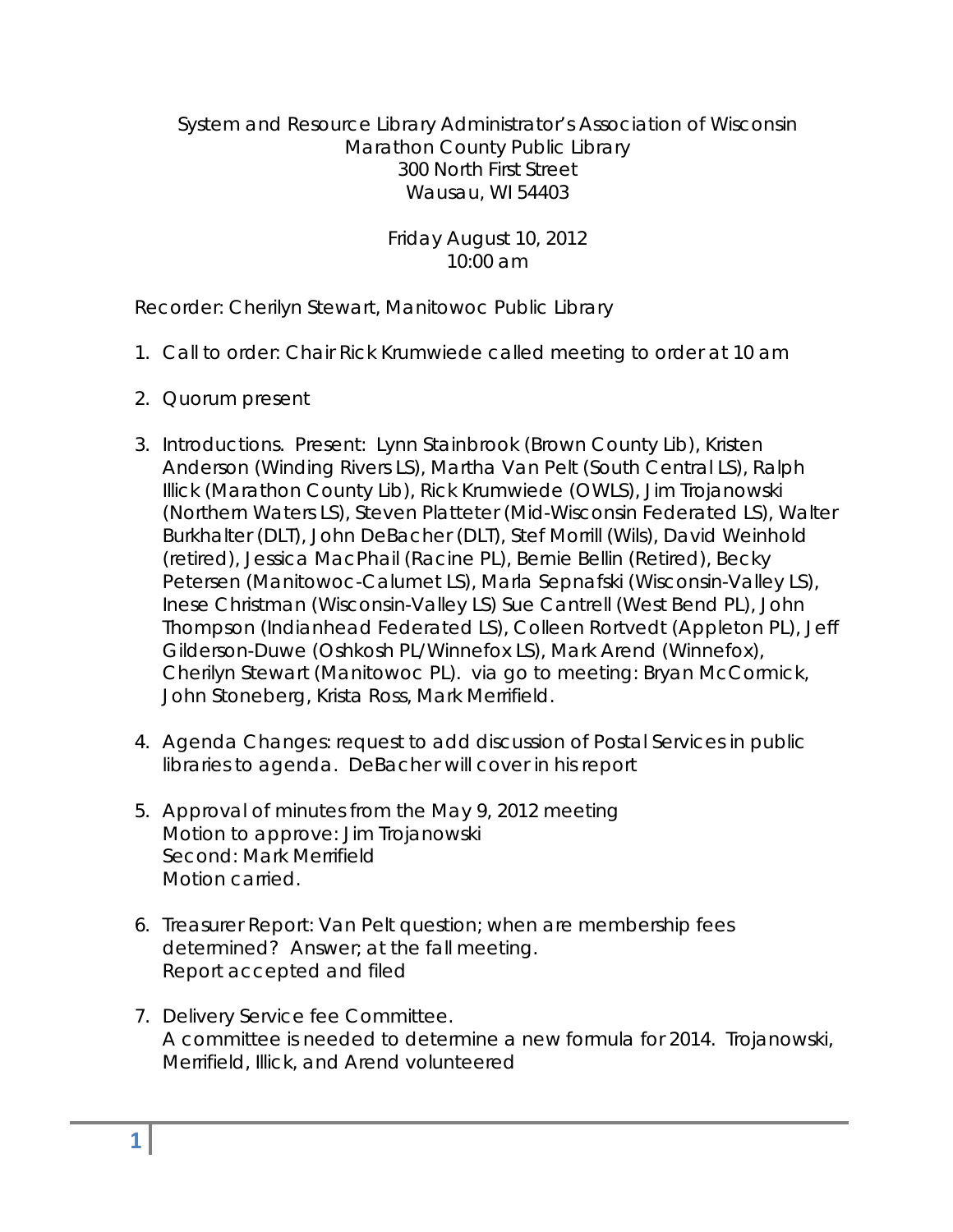System and Resource Library Administrator's Association of Wisconsin
Marathon County Public Library
300 North First Street
Wausau, WI 54403

Friday August 10, 2012
10:00 am

Recorder: Cherilyn Stewart, Manitowoc Public Library

1. Call to order: Chair Rick Krumwiede called meeting to order at 10 am

2. Quorum present

3. Introductions. Present: Lynn Stainbrook (Brown County Lib), Kristen Anderson (Winding Rivers LS), Martha Van Pelt (South Central LS), Ralph Illick (Marathon County Lib), Rick Krumwiede (OWLS), Jim Trojanowski (Northern Waters LS), Steven Platteter (Mid-Wisconsin Federated LS), Walter Burkhalter (DLT), John DeBacher (DLT), Stef Morrill (Wils), David Weinhold (retired), Jessica MacPhail (Racine PL), Bernie Bellin (Retired), Becky Petersen (Manitowoc-Calumet LS), Marla Sepnafski (Wisconsin-Valley LS), Inese Christman (Wisconsin-Valley LS) Sue Cantrell (West Bend PL), John Thompson (Indianhead Federated LS), Colleen Rortvedt (Appleton PL), Jeff Gilderson-Duwe (Oshkosh PL/Winnefox LS), Mark Arend (Winnefox), Cherilyn Stewart (Manitowoc PL). via go to meeting: Bryan McCormick, John Stoneberg, Krista Ross, Mark Merrifield.

4. Agenda Changes: request to add discussion of Postal Services in public libraries to agenda. DeBacher will cover in his report

5. Approval of minutes from the May 9, 2012 meeting
   Motion to approve: Jim Trojanowski
   Second: Mark Merrifield
   Motion carried.

6. Treasurer Report: Van Pelt question; when are membership fees determined? Answer; at the fall meeting.
   Report accepted and filed

7. Delivery Service fee Committee.
   A committee is needed to determine a new formula for 2014. Trojanowski, Merrifield, Illick, and Arend volunteered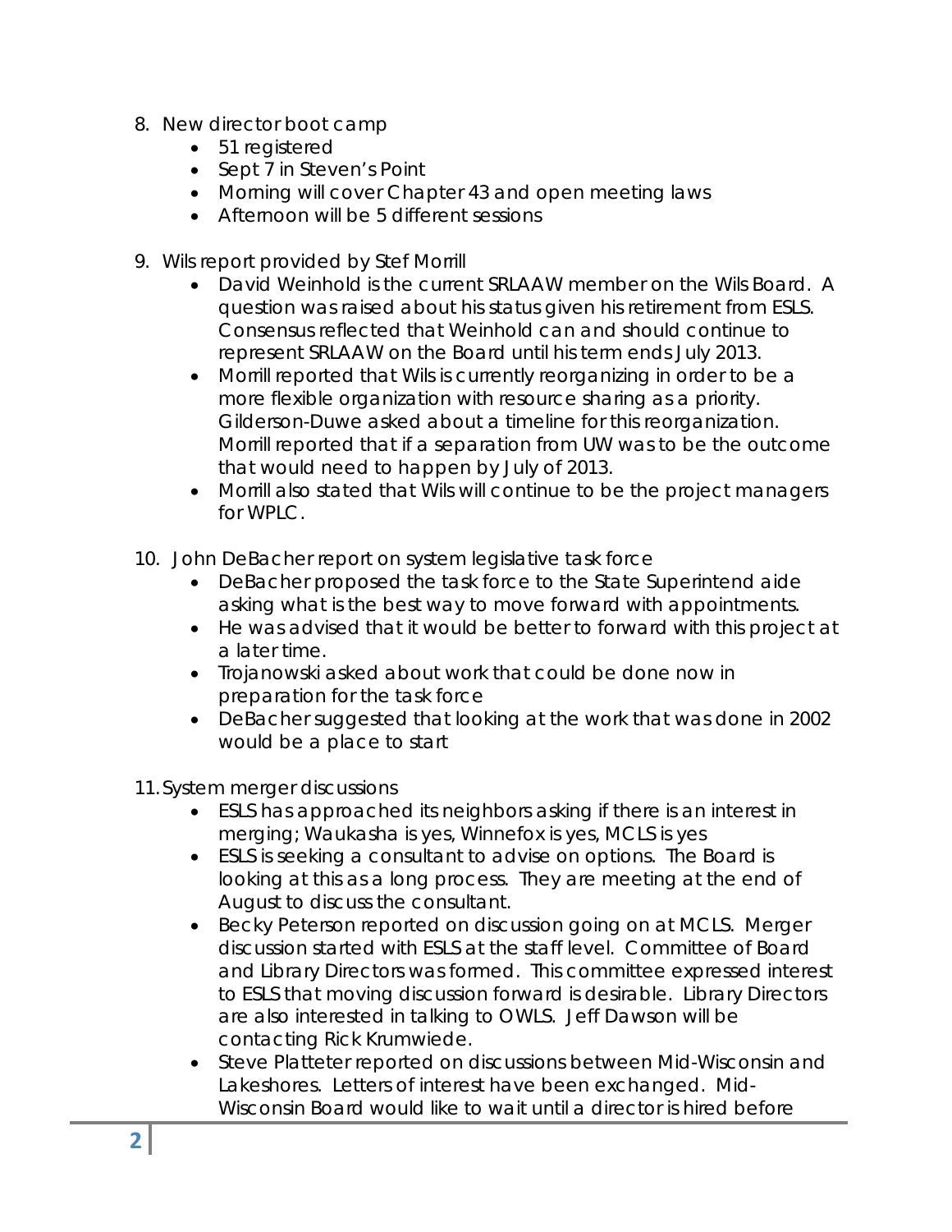8. New director boot camp
   - 51 registered
   - Sept 7 in Steven's Point
   - Morning will cover Chapter 43 and open meeting laws
   - Afternoon will be 5 different sessions

9. Wils report provided by Stef Morrill
   - David Weinhold is the current SRLAAW member on the Wils Board. A question was raised about his status given his retirement from ESLS. Consensus reflected that Weinhold can and should continue to represent SRLAAW on the Board until his term ends July 2013.
   - Morrill reported that Wils is currently reorganizing in order to be a more flexible organization with resource sharing as a priority. Gilderson-Duwe asked about a timeline for this reorganization. Morrill reported that if a separation from UW was to be the outcome that would need to happen by July of 2013.
   - Morrill also stated that Wils will continue to be the project managers for WPLC.

10. John DeBacher report on system legislative task force
    - DeBacher proposed the task force to the State Superintend aide asking what is the best way to move forward with appointments.
    - He was advised that it would be better to forward with this project at a later time.
    - Trojanowski asked about work that could be done now in preparation for the task force
    - DeBacher suggested that looking at the work that was done in 2002 would be a place to start

11. System merger discussions
    - ESLS has approached its neighbors asking if there is an interest in merging; Waukasha is yes, Winnefox is yes, MCLS is yes
    - ESLS is seeking a consultant to advise on options. The Board is looking at this as a long process. They are meeting at the end of August to discuss the consultant.
    - Becky Peterson reported on discussion going on at MCLS. Merger discussion started with ESLS at the staff level. Committee of Board and Library Directors was formed. This committee expressed interest to ESLS that moving discussion forward is desirable. Library Directors are also interested in talking to OWLS. Jeff Dawson will be contacting Rick Krumwiede.
    - Steve Platteter reported on discussions between Mid-Wisconsin and Lakeshores. Letters of interest have been exchanged. Mid-Wisconsin Board would like to wait until a director is hired before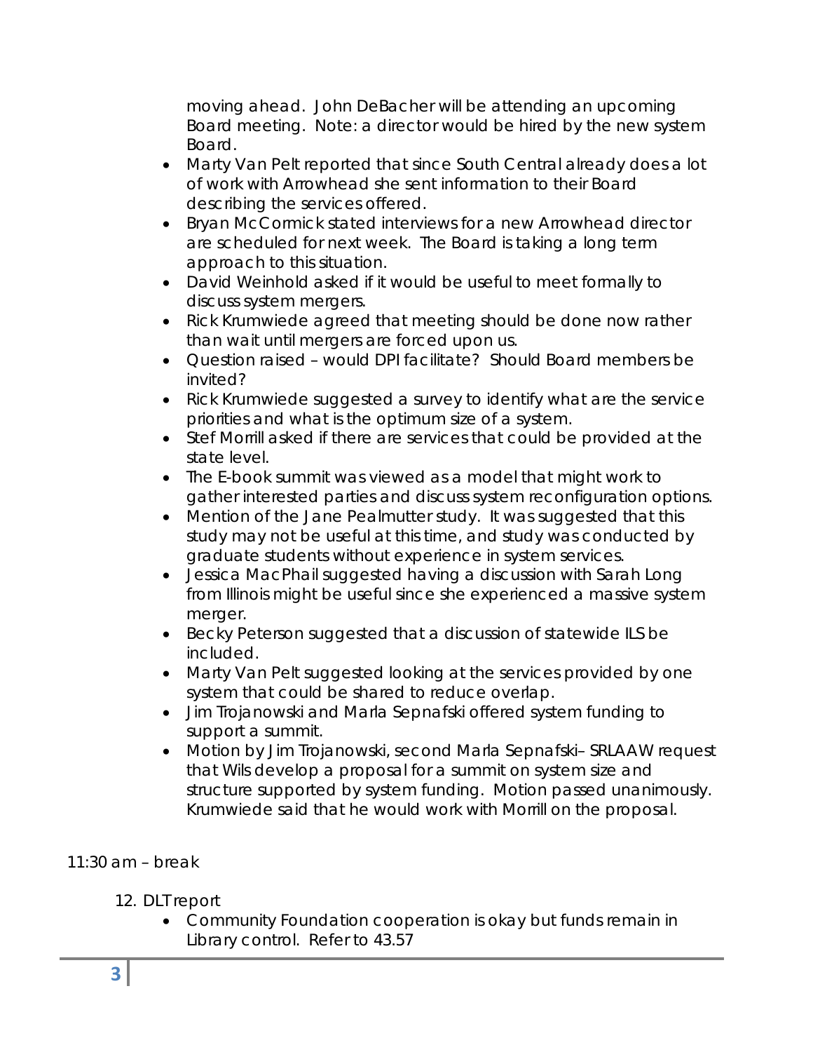moving ahead. John DeBacher will be attending an upcoming Board meeting. Note: a director would be hired by the new system Board.

- Marty Van Pelt reported that since South Central already does a lot of work with Arrowhead she sent information to their Board describing the services offered.
- Bryan McCormick stated interviews for a new Arrowhead director are scheduled for next week. The Board is taking a long term approach to this situation.
- David Weinhold asked if it would be useful to meet formally to discuss system mergers.
- Rick Krumwiede agreed that meeting should be done now rather than wait until mergers are forced upon us.
- Question raised – would DPI facilitate? Should Board members be invited?
- Rick Krumwiede suggested a survey to identify what are the service priorities and what is the optimum size of a system.
- Stef Morrill asked if there are services that could be provided at the state level.
- The E-book summit was viewed as a model that might work to gather interested parties and discuss system reconfiguration options.
- Mention of the Jane Pealmutter study. It was suggested that this study may not be useful at this time, and study was conducted by graduate students without experience in system services.
- Jessica MacPhail suggested having a discussion with Sarah Long from Illinois might be useful since she experienced a massive system merger.
- Becky Peterson suggested that a discussion of statewide ILS be included.
- Marty Van Pelt suggested looking at the services provided by one system that could be shared to reduce overlap.
- Jim Trojanowski and Marla Sepnafski offered system funding to support a summit.
- Motion by Jim Trojanowski, second Marla Sepnafski– SRLAAW request that Wils develop a proposal for a summit on system size and structure supported by system funding. Motion passed unanimously. Krumwiede said that he would work with Morrill on the proposal.

11:30 am – break

12. DLT report
    - Community Foundation cooperation is okay but funds remain in Library control. Refer to 43.57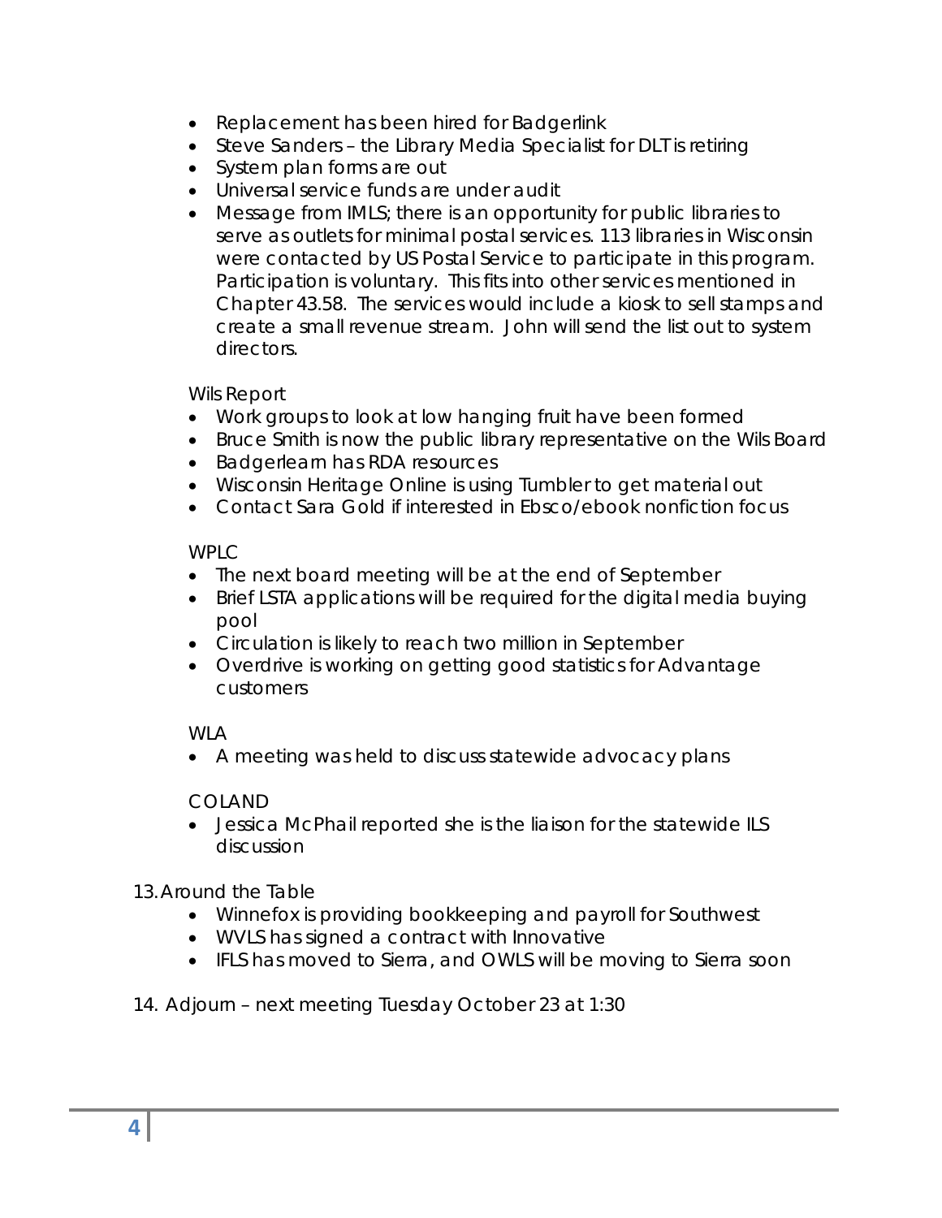- Replacement has been hired for Badgerlink
- Steve Sanders – the Library Media Specialist for DLT is retiring
- System plan forms are out
- Universal service funds are under audit
- Message from IMLS; there is an opportunity for public libraries to serve as outlets for minimal postal services. 113 libraries in Wisconsin were contacted by US Postal Service to participate in this program. Participation is voluntary. This fits into other services mentioned in Chapter 43.58. The services would include a kiosk to sell stamps and create a small revenue stream. John will send the list out to system directors.

Wils Report

- Work groups to look at low hanging fruit have been formed
- Bruce Smith is now the public library representative on the Wils Board
- Badgerlearn has RDA resources
- Wisconsin Heritage Online is using Tumbler to get material out
- Contact Sara Gold if interested in Ebsco/ebook nonfiction focus

WPLC

- The next board meeting will be at the end of September
- Brief LSTA applications will be required for the digital media buying pool
- Circulation is likely to reach two million in September
- Overdrive is working on getting good statistics for Advantage customers

WLA

- A meeting was held to discuss statewide advocacy plans

COLAND

- Jessica McPhail reported she is the liaison for the statewide ILS discussion

13. Around the Table
    - Winnefox is providing bookkeeping and payroll for Southwest
    - WVLS has signed a contract with Innovative
    - IFLS has moved to Sierra, and OWLS will be moving to Sierra soon

14. Adjourn – next meeting Tuesday October 23 at 1:30